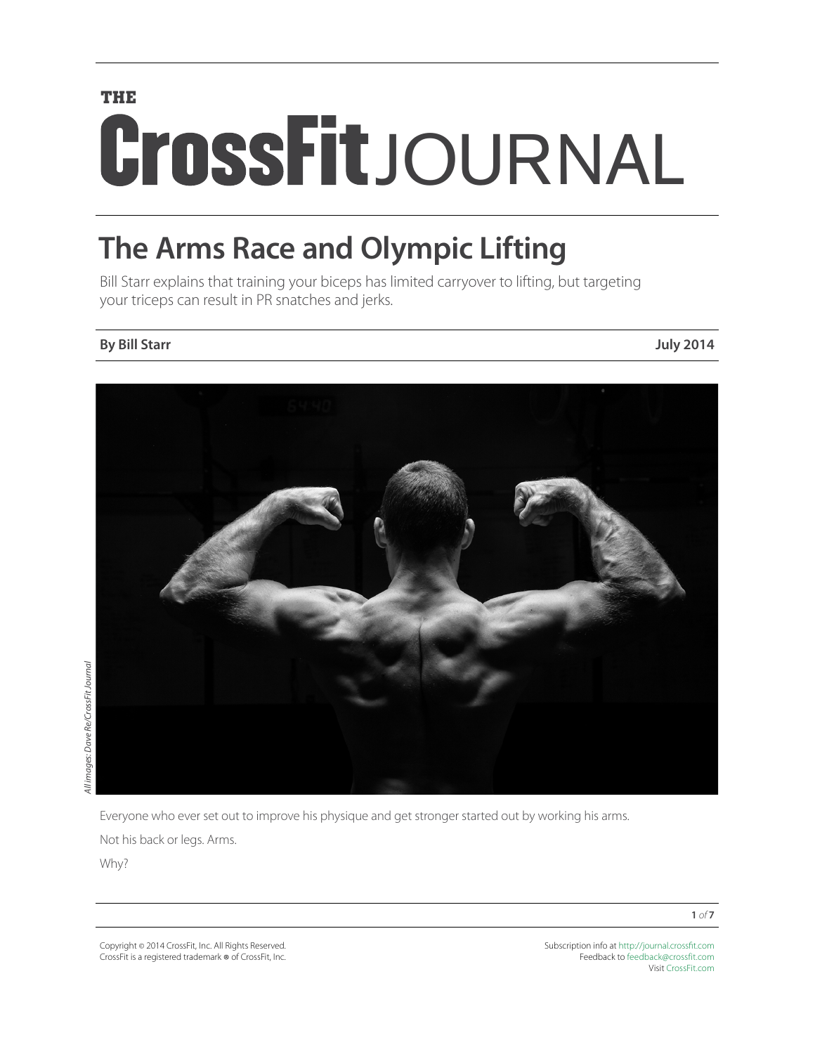# THE CrossFit JOURNAL

## The Arms Race and Olympic Lifting

Bill Starr explains that training your biceps has limited carryover to lifting, but targeting your triceps can result in PR snatches and jerks.

**By Bill Starr** **July 2014**

*All images: Dave Re/CrossFit Journal*

Everyone who ever set out to improve his physique and get stronger started out by working his arms.

Not his back or legs. Arms.

Why?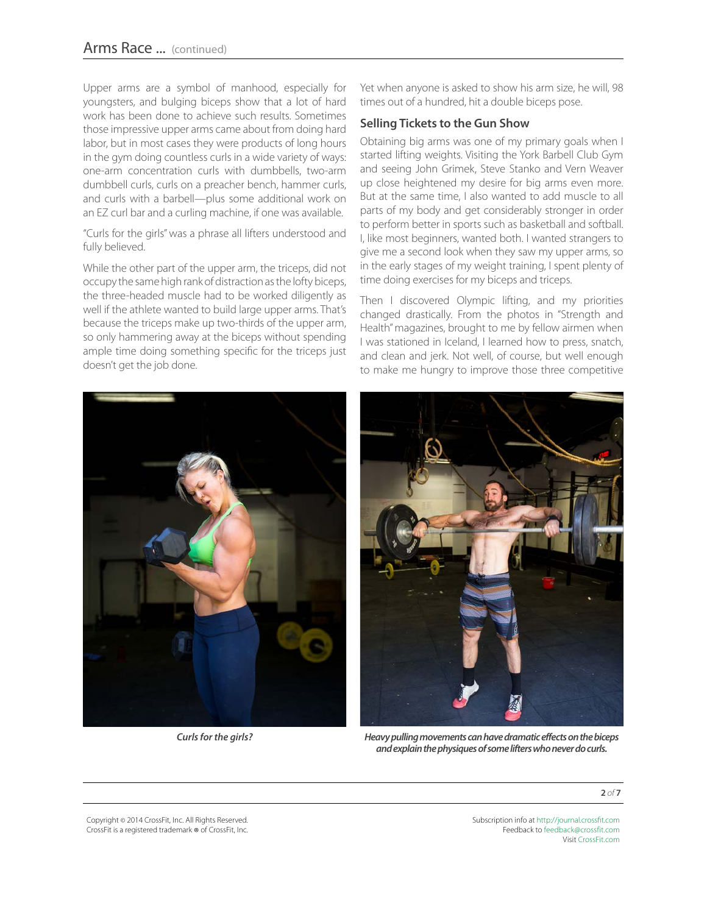Upper arms are a symbol of manhood, especially for youngsters, and bulging biceps show that a lot of hard work has been done to achieve such results. Sometimes those impressive upper arms came about from doing hard labor, but in most cases they were products of long hours in the gym doing countless curls in a wide variety of ways: one-arm concentration curls with dumbbells, two-arm dumbbell curls, curls on a preacher bench, hammer curls, and curls with a barbell—plus some additional work on an EZ curl bar and a curling machine, if one was available.

"Curls for the girls" was a phrase all lifters understood and fully believed.

While the other part of the upper arm, the triceps, did not occupy the same high rank of distraction as the lofty biceps, the three-headed muscle had to be worked diligently as well if the athlete wanted to build large upper arms. That's because the triceps make up two-thirds of the upper arm, so only hammering away at the biceps without spending ample time doing something specific for the triceps just doesn't get the job done.

Yet when anyone is asked to show his arm size, he will, 98 times out of a hundred, hit a double biceps pose.

### Selling Tickets to the Gun Show

Obtaining big arms was one of my primary goals when I started lifting weights. Visiting the York Barbell Club Gym and seeing John Grimek, Steve Stanko and Vern Weaver up close heightened my desire for big arms even more. But at the same time, I also wanted to add muscle to all parts of my body and get considerably stronger in order to perform better in sports such as basketball and softball. I, like most beginners, wanted both. I wanted strangers to give me a second look when they saw my upper arms, so in the early stages of my weight training, I spent plenty of time doing exercises for my biceps and triceps.

Then I discovered Olympic lifting, and my priorities changed drastically. From the photos in "Strength and Health" magazines, brought to me by fellow airmen when I was stationed in Iceland, I learned how to press, snatch, and clean and jerk. Not well, of course, but well enough to make me hungry to improve those three competitive

*Curls for the girls?*

*Heavy pulling movements can have dramatic effects on the biceps and explain the physiques of some lifters who never do curls.*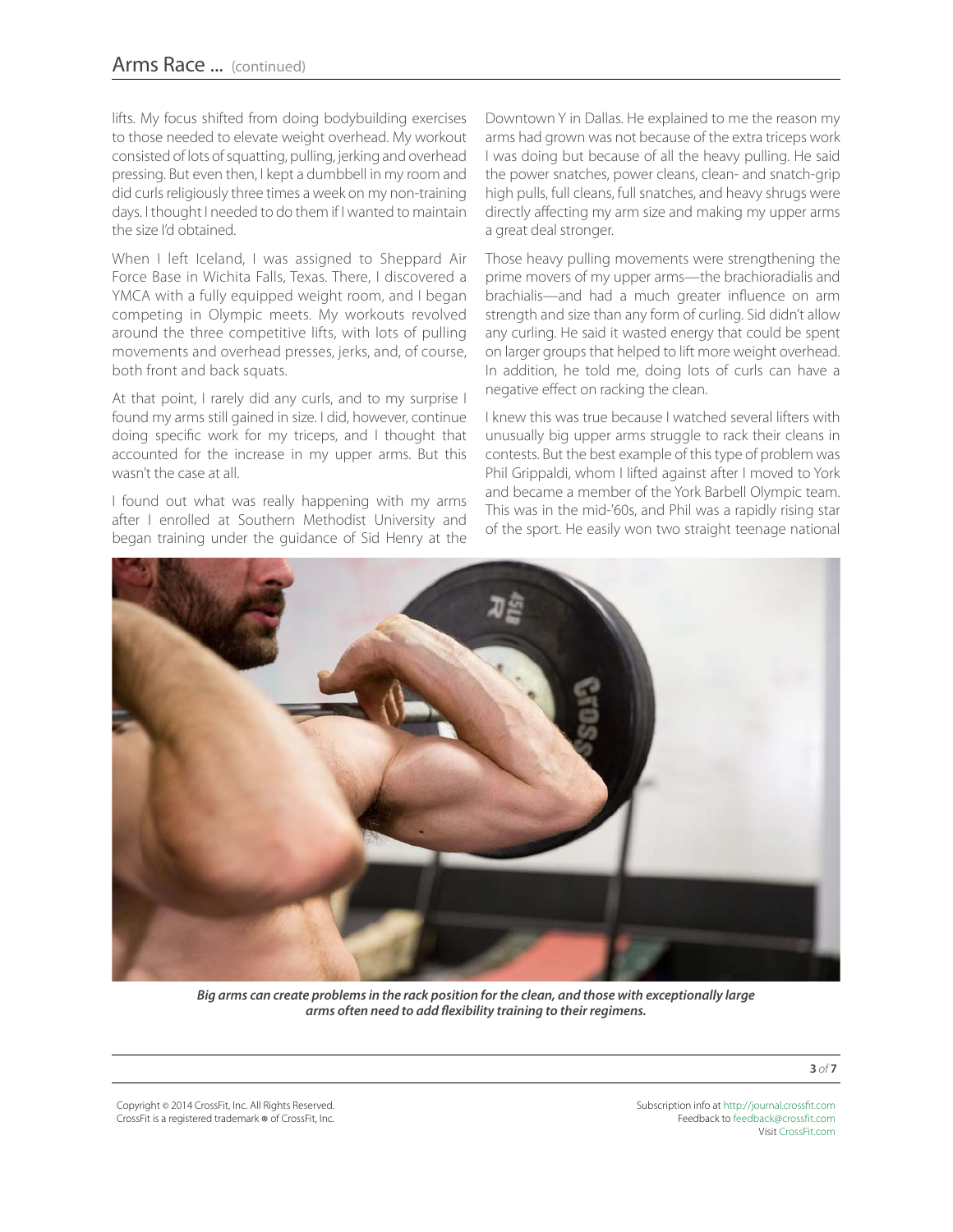lifts. My focus shifted from doing bodybuilding exercises to those needed to elevate weight overhead. My workout consisted of lots of squatting, pulling, jerking and overhead pressing. But even then, I kept a dumbbell in my room and did curls religiously three times a week on my non-training days. I thought I needed to do them if I wanted to maintain the size I'd obtained.

When I left Iceland, I was assigned to Sheppard Air Force Base in Wichita Falls, Texas. There, I discovered a YMCA with a fully equipped weight room, and I began competing in Olympic meets. My workouts revolved around the three competitive lifts, with lots of pulling movements and overhead presses, jerks, and, of course, both front and back squats.

At that point, I rarely did any curls, and to my surprise I found my arms still gained in size. I did, however, continue doing specific work for my triceps, and I thought that accounted for the increase in my upper arms. But this wasn't the case at all.

I found out what was really happening with my arms after I enrolled at Southern Methodist University and began training under the guidance of Sid Henry at the Downtown Y in Dallas. He explained to me the reason my arms had grown was not because of the extra triceps work I was doing but because of all the heavy pulling. He said the power snatches, power cleans, clean- and snatch-grip high pulls, full cleans, full snatches, and heavy shrugs were directly affecting my arm size and making my upper arms a great deal stronger.

Those heavy pulling movements were strengthening the prime movers of my upper arms—the brachioradialis and brachialis—and had a much greater influence on arm strength and size than any form of curling. Sid didn't allow any curling. He said it wasted energy that could be spent on larger groups that helped to lift more weight overhead. In addition, he told me, doing lots of curls can have a negative effect on racking the clean.

I knew this was true because I watched several lifters with unusually big upper arms struggle to rack their cleans in contests. But the best example of this type of problem was Phil Grippaldi, whom I lifted against after I moved to York and became a member of the York Barbell Olympic team. This was in the mid-'60s, and Phil was a rapidly rising star of the sport. He easily won two straight teenage national

***Big arms can create problems in the rack position for the clean, and those with exceptionally large arms often need to add flexibility training to their regimens.***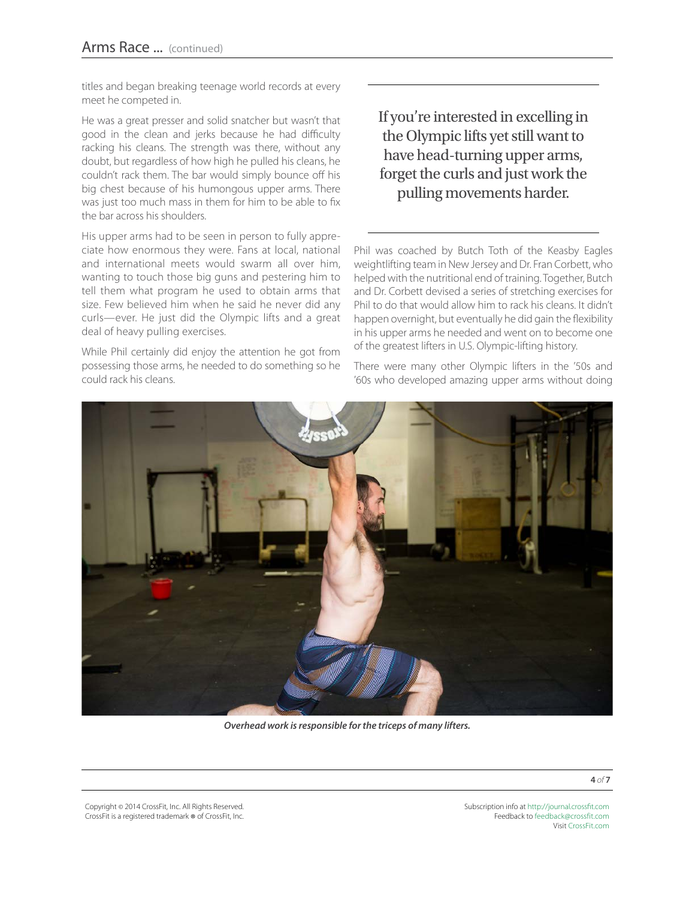titles and began breaking teenage world records at every meet he competed in.

He was a great presser and solid snatcher but wasn't that good in the clean and jerks because he had difficulty racking his cleans. The strength was there, without any doubt, but regardless of how high he pulled his cleans, he couldn't rack them. The bar would simply bounce off his big chest because of his humongous upper arms. There was just too much mass in them for him to be able to fix the bar across his shoulders.

His upper arms had to be seen in person to fully appreciate how enormous they were. Fans at local, national and international meets would swarm all over him, wanting to touch those big guns and pestering him to tell them what program he used to obtain arms that size. Few believed him when he said he never did any curls—ever. He just did the Olympic lifts and a great deal of heavy pulling exercises.

While Phil certainly did enjoy the attention he got from possessing those arms, he needed to do something so he could rack his cleans.

> If you're interested in excelling in the Olympic lifts yet still want to have head-turning upper arms, forget the curls and just work the pulling movements harder.

Phil was coached by Butch Toth of the Keasby Eagles weightlifting team in New Jersey and Dr. Fran Corbett, who helped with the nutritional end of training. Together, Butch and Dr. Corbett devised a series of stretching exercises for Phil to do that would allow him to rack his cleans. It didn't happen overnight, but eventually he did gain the flexibility in his upper arms he needed and went on to become one of the greatest lifters in U.S. Olympic-lifting history.

There were many other Olympic lifters in the '50s and '60s who developed amazing upper arms without doing

*Overhead work is responsible for the triceps of many lifters.*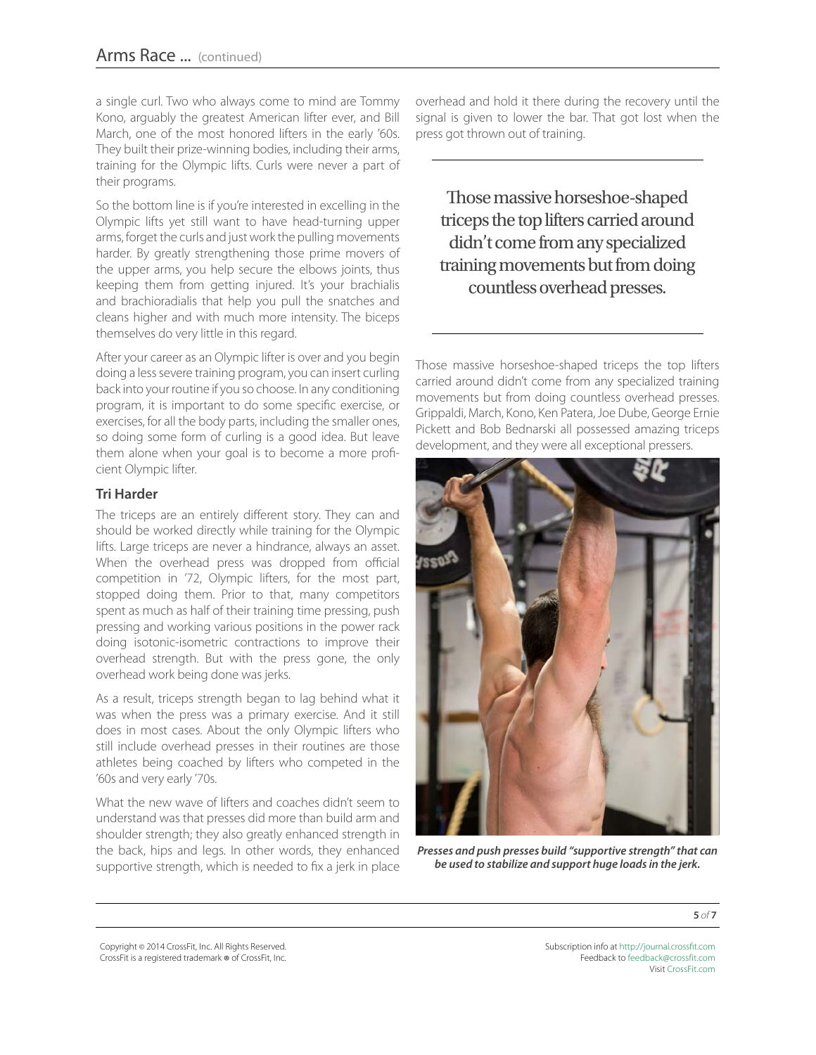a single curl. Two who always come to mind are Tommy Kono, arguably the greatest American lifter ever, and Bill March, one of the most honored lifters in the early '60s. They built their prize-winning bodies, including their arms, training for the Olympic lifts. Curls were never a part of their programs.

So the bottom line is if you're interested in excelling in the Olympic lifts yet still want to have head-turning upper arms, forget the curls and just work the pulling movements harder. By greatly strengthening those prime movers of the upper arms, you help secure the elbows joints, thus keeping them from getting injured. It's your brachialis and brachioradialis that help you pull the snatches and cleans higher and with much more intensity. The biceps themselves do very little in this regard.

After your career as an Olympic lifter is over and you begin doing a less severe training program, you can insert curling back into your routine if you so choose. In any conditioning program, it is important to do some specific exercise, or exercises, for all the body parts, including the smaller ones, so doing some form of curling is a good idea. But leave them alone when your goal is to become a more proficient Olympic lifter.

### Tri Harder

The triceps are an entirely different story. They can and should be worked directly while training for the Olympic lifts. Large triceps are never a hindrance, always an asset. When the overhead press was dropped from official competition in '72, Olympic lifters, for the most part, stopped doing them. Prior to that, many competitors spent as much as half of their training time pressing, push pressing and working various positions in the power rack doing isotonic-isometric contractions to improve their overhead strength. But with the press gone, the only overhead work being done was jerks.

As a result, triceps strength began to lag behind what it was when the press was a primary exercise. And it still does in most cases. About the only Olympic lifters who still include overhead presses in their routines are those athletes being coached by lifters who competed in the '60s and very early '70s.

What the new wave of lifters and coaches didn't seem to understand was that presses did more than build arm and shoulder strength; they also greatly enhanced strength in the back, hips and legs. In other words, they enhanced supportive strength, which is needed to fix a jerk in place overhead and hold it there during the recovery until the signal is given to lower the bar. That got lost when the press got thrown out of training.

> Those massive horseshoe-shaped triceps the top lifters carried around didn't come from any specialized training movements but from doing countless overhead presses.

Those massive horseshoe-shaped triceps the top lifters carried around didn't come from any specialized training movements but from doing countless overhead presses. Grippaldi, March, Kono, Ken Patera, Joe Dube, George Ernie Pickett and Bob Bednarski all possessed amazing triceps development, and they were all exceptional pressers.

***Presses and push presses build "supportive strength" that can be used to stabilize and support huge loads in the jerk.***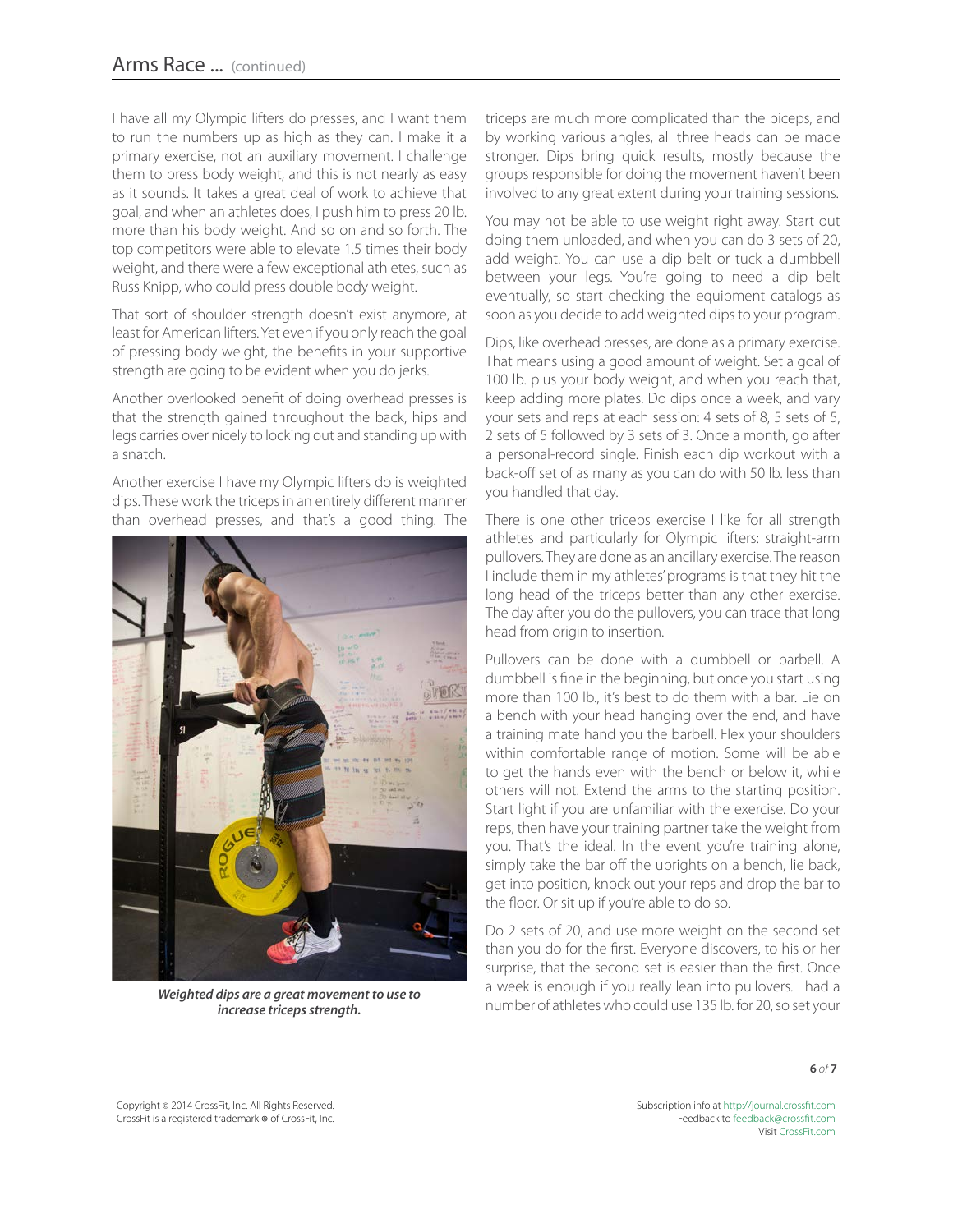I have all my Olympic lifters do presses, and I want them to run the numbers up as high as they can. I make it a primary exercise, not an auxiliary movement. I challenge them to press body weight, and this is not nearly as easy as it sounds. It takes a great deal of work to achieve that goal, and when an athletes does, I push him to press 20 lb. more than his body weight. And so on and so forth. The top competitors were able to elevate 1.5 times their body weight, and there were a few exceptional athletes, such as Russ Knipp, who could press double body weight.

That sort of shoulder strength doesn't exist anymore, at least for American lifters. Yet even if you only reach the goal of pressing body weight, the benefits in your supportive strength are going to be evident when you do jerks.

Another overlooked benefit of doing overhead presses is that the strength gained throughout the back, hips and legs carries over nicely to locking out and standing up with a snatch.

Another exercise I have my Olympic lifters do is weighted dips. These work the triceps in an entirely different manner than overhead presses, and that's a good thing. The triceps are much more complicated than the biceps, and by working various angles, all three heads can be made stronger. Dips bring quick results, mostly because the groups responsible for doing the movement haven't been involved to any great extent during your training sessions.

***Weighted dips are a great movement to use to increase triceps strength.***

You may not be able to use weight right away. Start out doing them unloaded, and when you can do 3 sets of 20, add weight. You can use a dip belt or tuck a dumbbell between your legs. You're going to need a dip belt eventually, so start checking the equipment catalogs as soon as you decide to add weighted dips to your program.

Dips, like overhead presses, are done as a primary exercise. That means using a good amount of weight. Set a goal of 100 lb. plus your body weight, and when you reach that, keep adding more plates. Do dips once a week, and vary your sets and reps at each session: 4 sets of 8, 5 sets of 5, 2 sets of 5 followed by 3 sets of 3. Once a month, go after a personal-record single. Finish each dip workout with a back-off set of as many as you can do with 50 lb. less than you handled that day.

There is one other triceps exercise I like for all strength athletes and particularly for Olympic lifters: straight-arm pullovers. They are done as an ancillary exercise. The reason I include them in my athletes' programs is that they hit the long head of the triceps better than any other exercise. The day after you do the pullovers, you can trace that long head from origin to insertion.

Pullovers can be done with a dumbbell or barbell. A dumbbell is fine in the beginning, but once you start using more than 100 lb., it's best to do them with a bar. Lie on a bench with your head hanging over the end, and have a training mate hand you the barbell. Flex your shoulders within comfortable range of motion. Some will be able to get the hands even with the bench or below it, while others will not. Extend the arms to the starting position. Start light if you are unfamiliar with the exercise. Do your reps, then have your training partner take the weight from you. That's the ideal. In the event you're training alone, simply take the bar off the uprights on a bench, lie back, get into position, knock out your reps and drop the bar to the floor. Or sit up if you're able to do so.

Do 2 sets of 20, and use more weight on the second set than you do for the first. Everyone discovers, to his or her surprise, that the second set is easier than the first. Once a week is enough if you really lean into pullovers. I had a number of athletes who could use 135 lb. for 20, so set your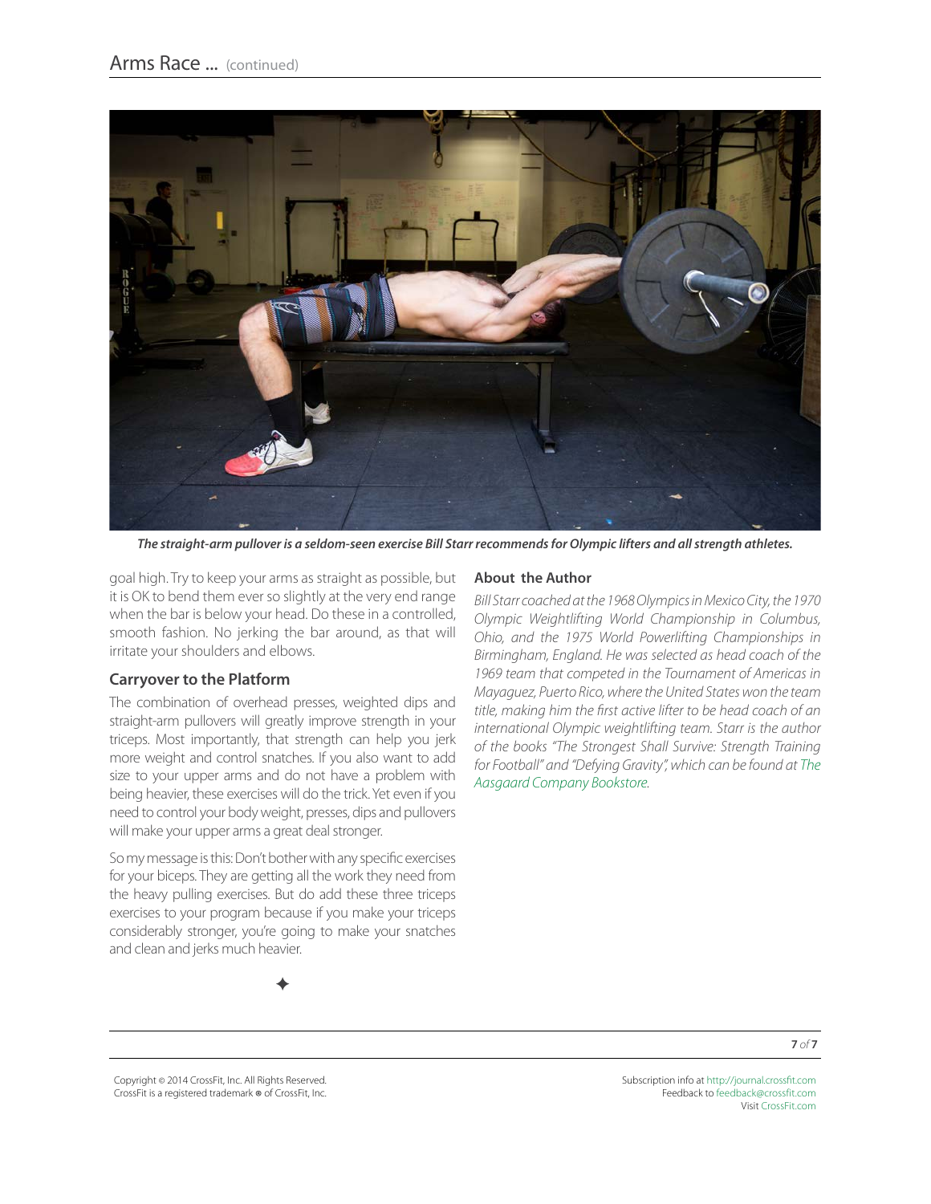*The straight-arm pullover is a seldom-seen exercise Bill Starr recommends for Olympic lifters and all strength athletes.*

goal high. Try to keep your arms as straight as possible, but it is OK to bend them ever so slightly at the very end range when the bar is below your head. Do these in a controlled, smooth fashion. No jerking the bar around, as that will irritate your shoulders and elbows.

### Carryover to the Platform

The combination of overhead presses, weighted dips and straight-arm pullovers will greatly improve strength in your triceps. Most importantly, that strength can help you jerk more weight and control snatches. If you also want to add size to your upper arms and do not have a problem with being heavier, these exercises will do the trick. Yet even if you need to control your body weight, presses, dips and pullovers will make your upper arms a great deal stronger.

So my message is this: Don't bother with any specific exercises for your biceps. They are getting all the work they need from the heavy pulling exercises. But do add these three triceps exercises to your program because if you make your triceps considerably stronger, you're going to make your snatches and clean and jerks much heavier.

✦

### About the Author

*Bill Starr coached at the 1968 Olympics in Mexico City, the 1970 Olympic Weightlifting World Championship in Columbus, Ohio, and the 1975 World Powerlifting Championships in Birmingham, England. He was selected as head coach of the 1969 team that competed in the Tournament of Americas in Mayaguez, Puerto Rico, where the United States won the team title, making him the first active lifter to be head coach of an international Olympic weightlifting team. Starr is the author of the books "The Strongest Shall Survive: Strength Training for Football" and "Defying Gravity", which can be found at The Aasgaard Company Bookstore.*

Copyright © 2014 CrossFit, Inc. All Rights Reserved.
CrossFit is a registered trademark ® of CrossFit, Inc.

Subscription info at http://journal.crossfit.com
Feedback to feedback@crossfit.com
Visit CrossFit.com